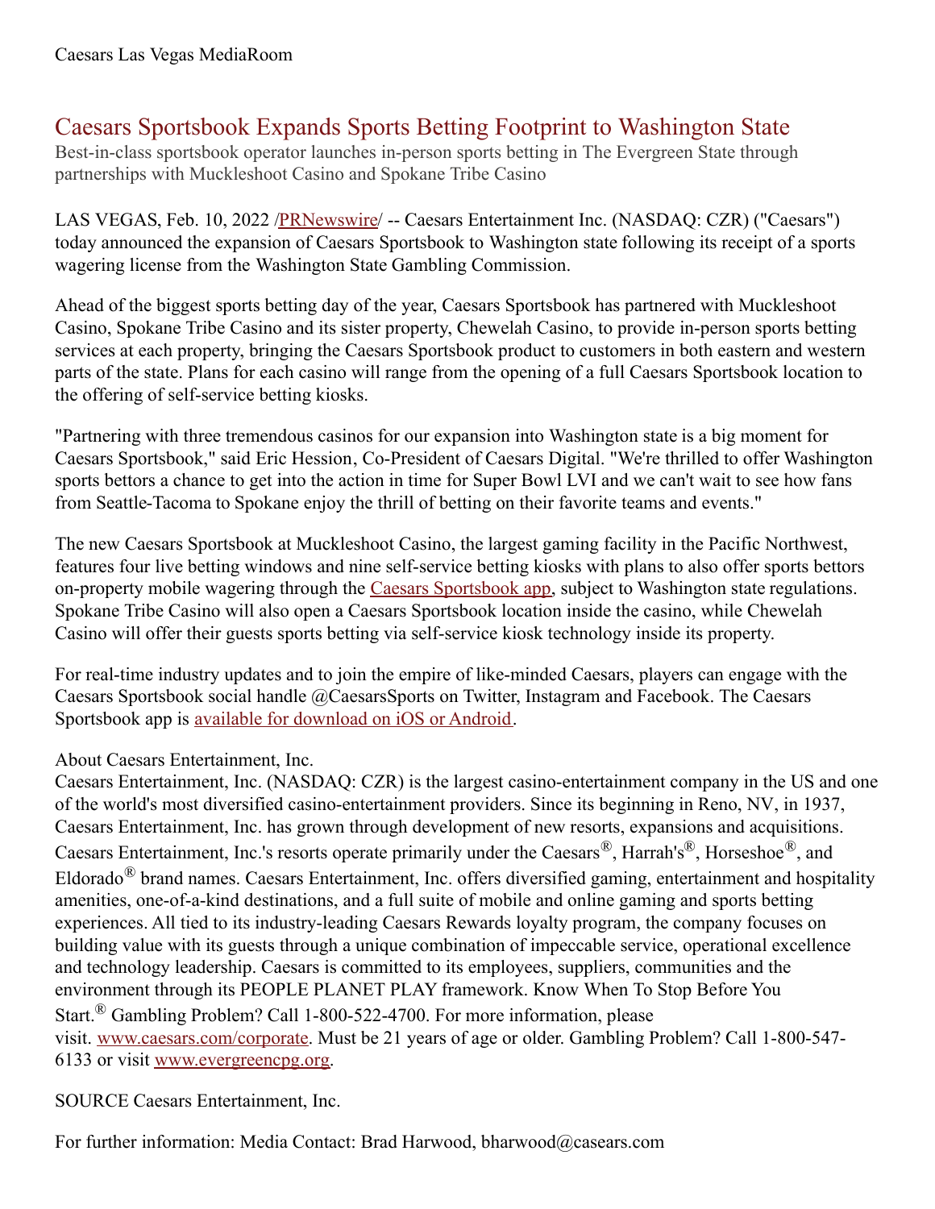Caesars Las Vegas MediaRoom

# Caesars Sportsbook Expands Sports Betting Footprint to Washington State

Best-in-class sportsbook operator launches in-person sports betting in The Evergreen State through partnerships with Muckleshoot Casino and Spokane Tribe Casino

LAS VEGAS, Feb. 10, 2022 /PRNewswire/ -- Caesars Entertainment Inc. (NASDAQ: CZR) ("Caesars") today announced the expansion of Caesars Sportsbook to Washington state following its receipt of a sports wagering license from the Washington State Gambling Commission.

Ahead of the biggest sports betting day of the year, Caesars Sportsbook has partnered with Muckleshoot Casino, Spokane Tribe Casino and its sister property, Chewelah Casino, to provide in-person sports betting services at each property, bringing the Caesars Sportsbook product to customers in both eastern and western parts of the state. Plans for each casino will range from the opening of a full Caesars Sportsbook location to the offering of self-service betting kiosks.

"Partnering with three tremendous casinos for our expansion into Washington state is a big moment for Caesars Sportsbook," said Eric Hession, Co-President of Caesars Digital. "We're thrilled to offer Washington sports bettors a chance to get into the action in time for Super Bowl LVI and we can't wait to see how fans from Seattle-Tacoma to Spokane enjoy the thrill of betting on their favorite teams and events."

The new Caesars Sportsbook at Muckleshoot Casino, the largest gaming facility in the Pacific Northwest, features four live betting windows and nine self-service betting kiosks with plans to also offer sports bettors on-property mobile wagering through the Caesars Sportsbook app, subject to Washington state regulations. Spokane Tribe Casino will also open a Caesars Sportsbook location inside the casino, while Chewelah Casino will offer their guests sports betting via self-service kiosk technology inside its property.

For real-time industry updates and to join the empire of like-minded Caesars, players can engage with the Caesars Sportsbook social handle @CaesarsSports on Twitter, Instagram and Facebook. The Caesars Sportsbook app is available for download on iOS or Android.

About Caesars Entertainment, Inc.
Caesars Entertainment, Inc. (NASDAQ: CZR) is the largest casino-entertainment company in the US and one of the world's most diversified casino-entertainment providers. Since its beginning in Reno, NV, in 1937, Caesars Entertainment, Inc. has grown through development of new resorts, expansions and acquisitions. Caesars Entertainment, Inc.'s resorts operate primarily under the Caesars®, Harrah's®, Horseshoe®, and Eldorado® brand names. Caesars Entertainment, Inc. offers diversified gaming, entertainment and hospitality amenities, one-of-a-kind destinations, and a full suite of mobile and online gaming and sports betting experiences. All tied to its industry-leading Caesars Rewards loyalty program, the company focuses on building value with its guests through a unique combination of impeccable service, operational excellence and technology leadership. Caesars is committed to its employees, suppliers, communities and the environment through its PEOPLE PLANET PLAY framework. Know When To Stop Before You Start.® Gambling Problem? Call 1-800-522-4700. For more information, please visit. www.caesars.com/corporate. Must be 21 years of age or older. Gambling Problem? Call 1-800-547-6133 or visit www.evergreencpg.org.

SOURCE Caesars Entertainment, Inc.

For further information: Media Contact: Brad Harwood, bharwood@casears.com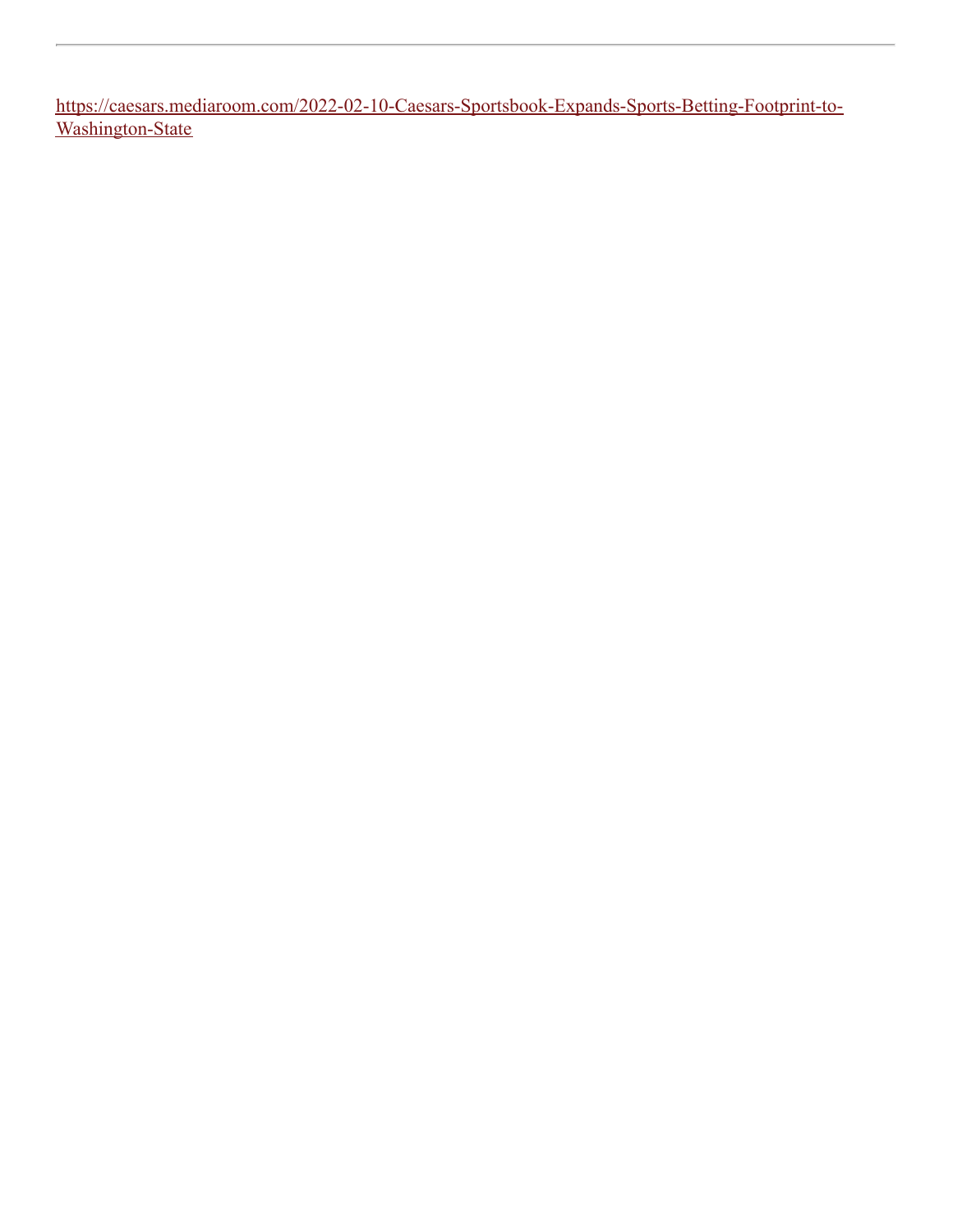https://caesars.mediaroom.com/2022-02-10-Caesars-Sportsbook-Expands-Sports-Betting-Footprint-to-Washington-State